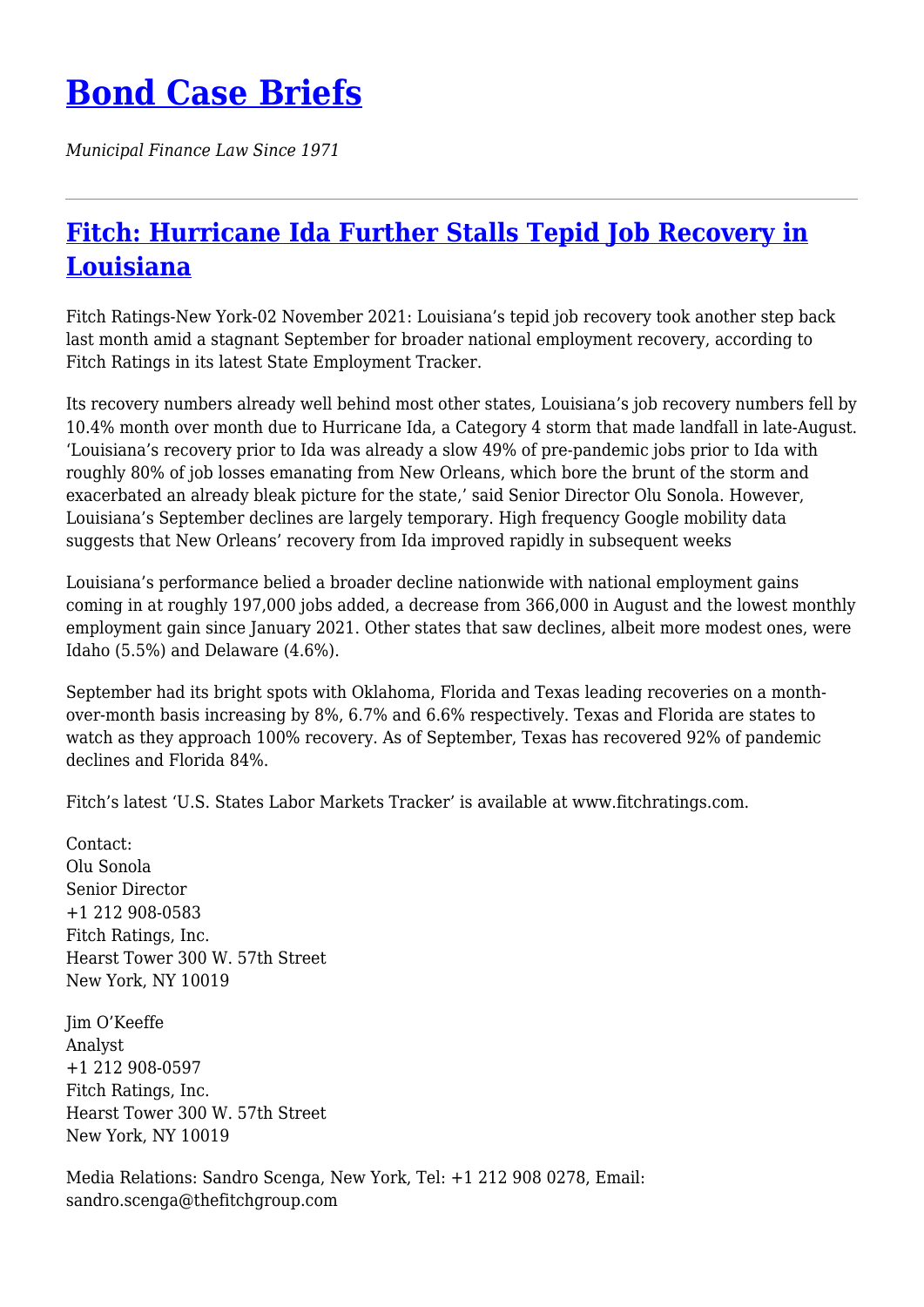# Bond Case Briefs

*Municipal Finance Law Since 1971*

---

## Fitch: Hurricane Ida Further Stalls Tepid Job Recovery in Louisiana

Fitch Ratings-New York-02 November 2021: Louisiana's tepid job recovery took another step back last month amid a stagnant September for broader national employment recovery, according to Fitch Ratings in its latest State Employment Tracker.

Its recovery numbers already well behind most other states, Louisiana's job recovery numbers fell by 10.4% month over month due to Hurricane Ida, a Category 4 storm that made landfall in late-August. 'Louisiana's recovery prior to Ida was already a slow 49% of pre-pandemic jobs prior to Ida with roughly 80% of job losses emanating from New Orleans, which bore the brunt of the storm and exacerbated an already bleak picture for the state,' said Senior Director Olu Sonola. However, Louisiana's September declines are largely temporary. High frequency Google mobility data suggests that New Orleans' recovery from Ida improved rapidly in subsequent weeks

Louisiana's performance belied a broader decline nationwide with national employment gains coming in at roughly 197,000 jobs added, a decrease from 366,000 in August and the lowest monthly employment gain since January 2021. Other states that saw declines, albeit more modest ones, were Idaho (5.5%) and Delaware (4.6%).

September had its bright spots with Oklahoma, Florida and Texas leading recoveries on a month-over-month basis increasing by 8%, 6.7% and 6.6% respectively. Texas and Florida are states to watch as they approach 100% recovery. As of September, Texas has recovered 92% of pandemic declines and Florida 84%.

Fitch's latest 'U.S. States Labor Markets Tracker' is available at www.fitchratings.com.

Contact:
Olu Sonola
Senior Director
+1 212 908-0583
Fitch Ratings, Inc.
Hearst Tower 300 W. 57th Street
New York, NY 10019

Jim O'Keeffe
Analyst
+1 212 908-0597
Fitch Ratings, Inc.
Hearst Tower 300 W. 57th Street
New York, NY 10019

Media Relations: Sandro Scenga, New York, Tel: +1 212 908 0278, Email: sandro.scenga@thefitchgroup.com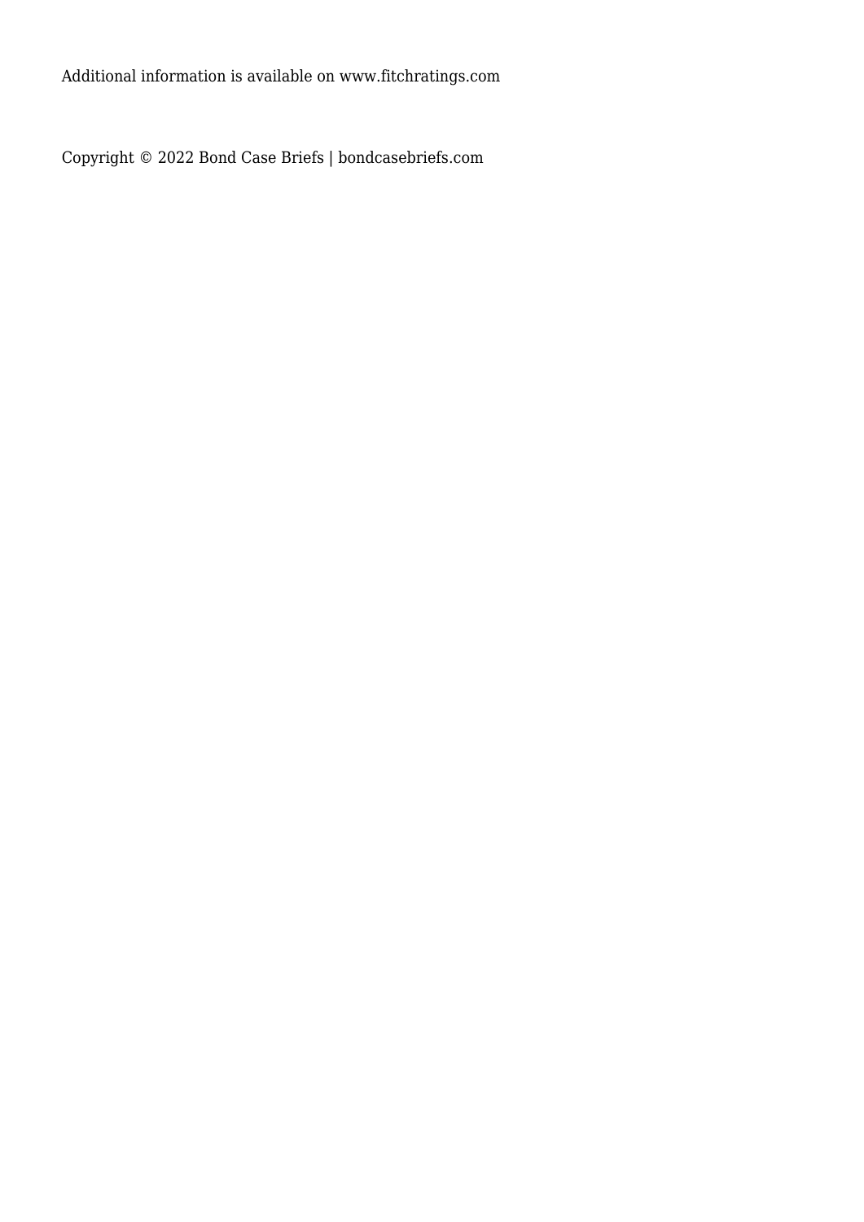Additional information is available on www.fitchratings.com

Copyright © 2022 Bond Case Briefs | bondcasebriefs.com